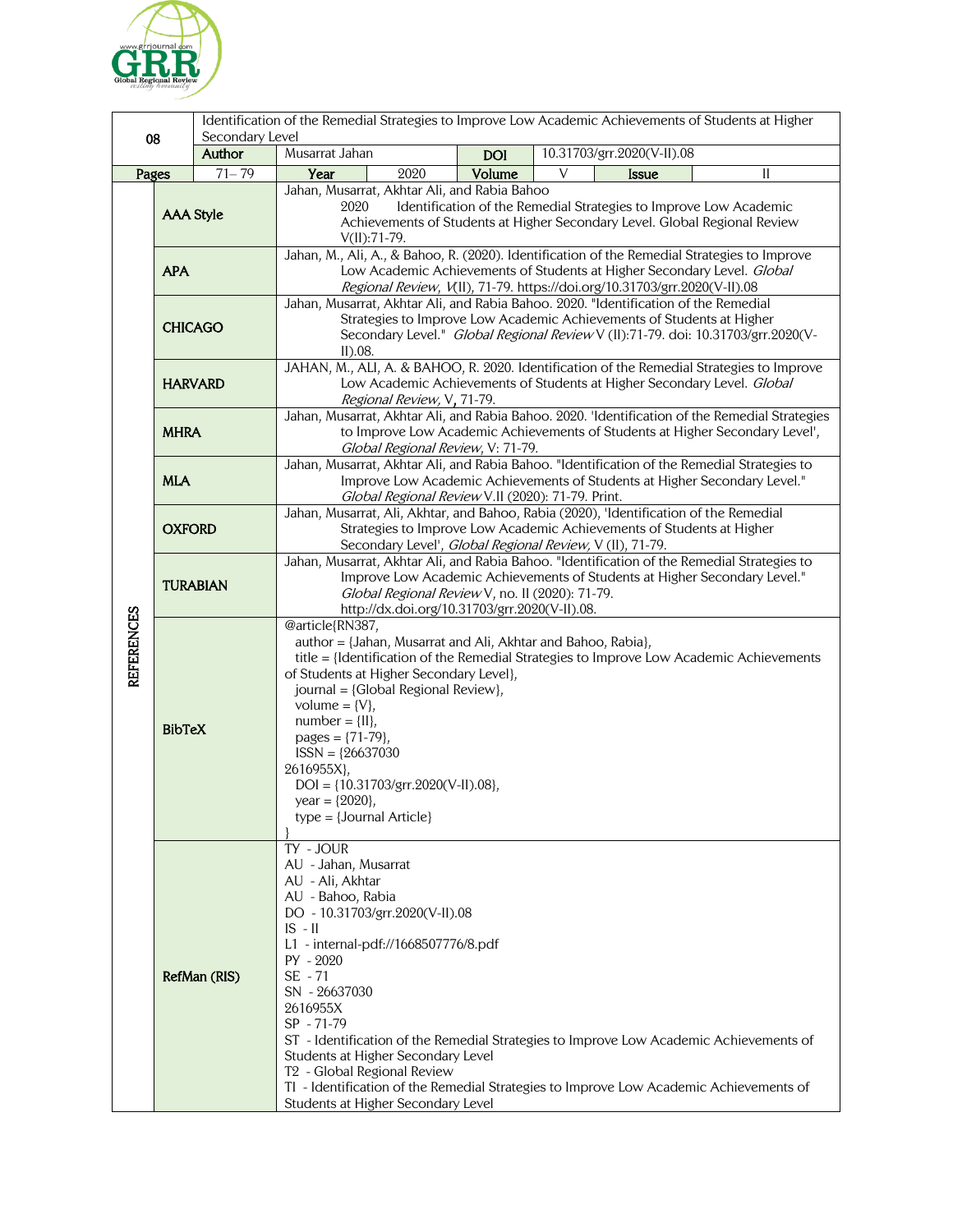| 08 | Identification of the Remedial Strategies to Improve Low Academic Achievements of Students at Higher Secondary Level | | | | | | |
|---|---|---|---|---|---|---|---|
| | Author | Musarrat Jahan | | DOI | 10.31703/grr.2020(V-II).08 | | |
| Pages | 71– 79 | Year | 2020 | Volume | V | Issue | II |

| REFERENCES | | |
|---|---|---|
| | **AAA Style** | Jahan, Musarrat, Akhtar Ali, and Rabia Bahoo 2020 Identification of the Remedial Strategies to Improve Low Academic Achievements of Students at Higher Secondary Level. Global Regional Review V(II):71-79. |
| | **APA** | Jahan, M., Ali, A., & Bahoo, R. (2020). Identification of the Remedial Strategies to Improve Low Academic Achievements of Students at Higher Secondary Level. *Global Regional Review, V*(II), 71-79. https://doi.org/10.31703/grr.2020(V-II).08 |
| | **CHICAGO** | Jahan, Musarrat, Akhtar Ali, and Rabia Bahoo. 2020. "Identification of the Remedial Strategies to Improve Low Academic Achievements of Students at Higher Secondary Level." *Global Regional Review* V (II):71-79. doi: 10.31703/grr.2020(V-II).08. |
| | **HARVARD** | JAHAN, M., ALI, A. & BAHOO, R. 2020. Identification of the Remedial Strategies to Improve Low Academic Achievements of Students at Higher Secondary Level. *Global Regional Review,* V, 71-79. |
| | **MHRA** | Jahan, Musarrat, Akhtar Ali, and Rabia Bahoo. 2020. 'Identification of the Remedial Strategies to Improve Low Academic Achievements of Students at Higher Secondary Level', *Global Regional Review*, V: 71-79. |
| | **MLA** | Jahan, Musarrat, Akhtar Ali, and Rabia Bahoo. "Identification of the Remedial Strategies to Improve Low Academic Achievements of Students at Higher Secondary Level." *Global Regional Review* V.II (2020): 71-79. Print. |
| | **OXFORD** | Jahan, Musarrat, Ali, Akhtar, and Bahoo, Rabia (2020), 'Identification of the Remedial Strategies to Improve Low Academic Achievements of Students at Higher Secondary Level', *Global Regional Review,* V (II), 71-79. |
| | **TURABIAN** | Jahan, Musarrat, Akhtar Ali, and Rabia Bahoo. "Identification of the Remedial Strategies to Improve Low Academic Achievements of Students at Higher Secondary Level." *Global Regional Review* V, no. II (2020): 71-79. http://dx.doi.org/10.31703/grr.2020(V-II).08. |
| | **BibTeX** | @article{RN387, author = {Jahan, Musarrat and Ali, Akhtar and Bahoo, Rabia}, title = {Identification of the Remedial Strategies to Improve Low Academic Achievements of Students at Higher Secondary Level}, journal = {Global Regional Review}, volume = {V}, number = {II}, pages = {71-79}, ISSN = {26637030 2616955X}, DOI = {10.31703/grr.2020(V-II).08}, year = {2020}, type = {Journal Article} } |
| | **RefMan (RIS)** | TY - JOUR<br>AU - Jahan, Musarrat<br>AU - Ali, Akhtar<br>AU - Bahoo, Rabia<br>DO - 10.31703/grr.2020(V-II).08<br>IS - II<br>L1 - internal-pdf://1668507776/8.pdf<br>PY - 2020<br>SE - 71<br>SN - 26637030 2616955X<br>SP - 71-79<br>ST - Identification of the Remedial Strategies to Improve Low Academic Achievements of Students at Higher Secondary Level<br>T2 - Global Regional Review<br>TI - Identification of the Remedial Strategies to Improve Low Academic Achievements of Students at Higher Secondary Level |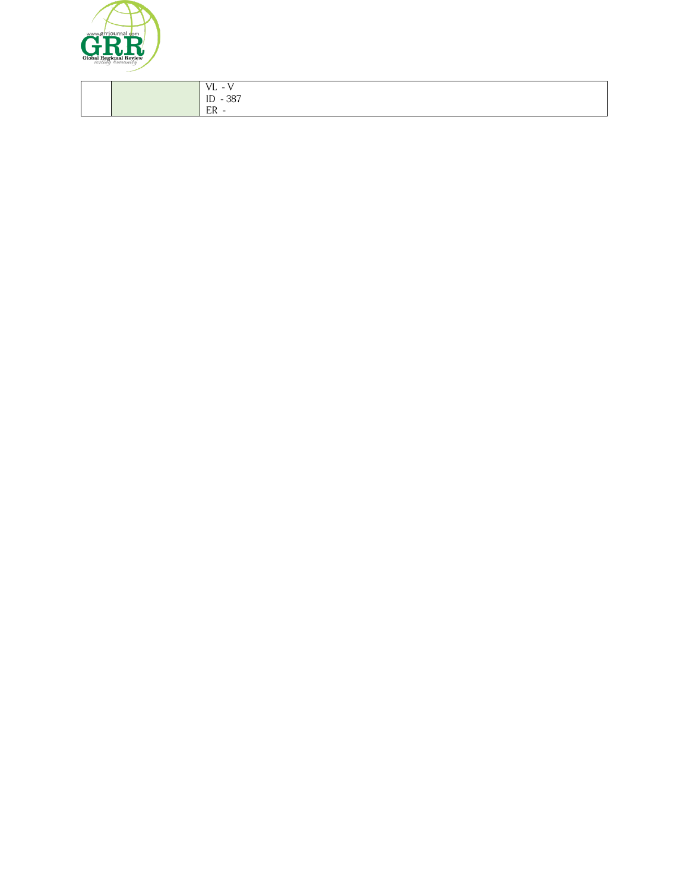| | | |
|---|---|---|
| | | VL - V<br>ID - 387<br>ER - |